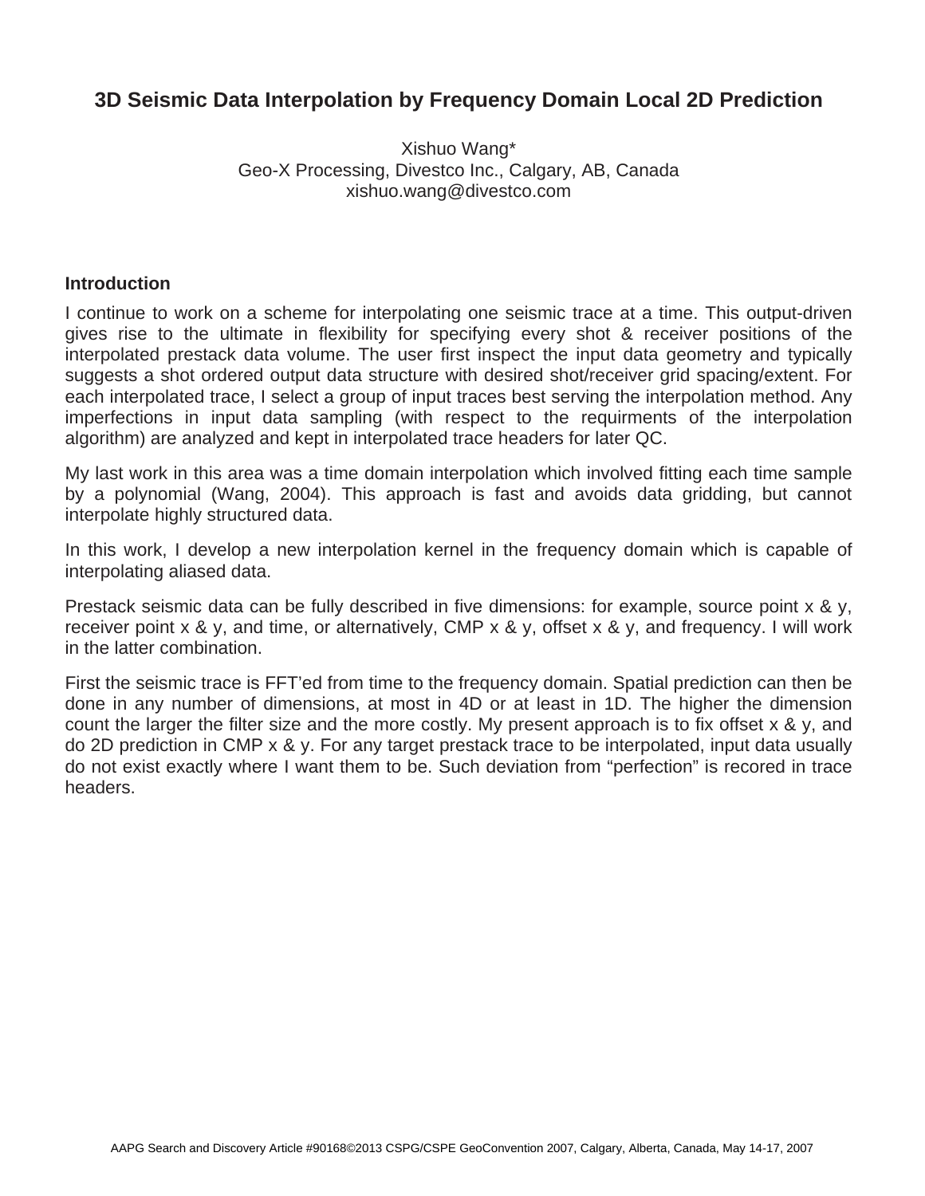# 3D Seismic Data Interpolation by Frequency Domain Local 2D Prediction

Xishuo Wang*
Geo-X Processing, Divestco Inc., Calgary, AB, Canada
xishuo.wang@divestco.com

## Introduction

I continue to work on a scheme for interpolating one seismic trace at a time. This output-driven gives rise to the ultimate in flexibility for specifying every shot & receiver positions of the interpolated prestack data volume. The user first inspect the input data geometry and typically suggests a shot ordered output data structure with desired shot/receiver grid spacing/extent. For each interpolated trace, I select a group of input traces best serving the interpolation method. Any imperfections in input data sampling (with respect to the requirments of the interpolation algorithm) are analyzed and kept in interpolated trace headers for later QC.

My last work in this area was a time domain interpolation which involved fitting each time sample by a polynomial (Wang, 2004). This approach is fast and avoids data gridding, but cannot interpolate highly structured data.

In this work, I develop a new interpolation kernel in the frequency domain which is capable of interpolating aliased data.

Prestack seismic data can be fully described in five dimensions: for example, source point x & y, receiver point x & y, and time, or alternatively, CMP x & y, offset x & y, and frequency. I will work in the latter combination.

First the seismic trace is FFT'ed from time to the frequency domain. Spatial prediction can then be done in any number of dimensions, at most in 4D or at least in 1D. The higher the dimension count the larger the filter size and the more costly. My present approach is to fix offset x & y, and do 2D prediction in CMP x & y. For any target prestack trace to be interpolated, input data usually do not exist exactly where I want them to be. Such deviation from "perfection" is recored in trace headers.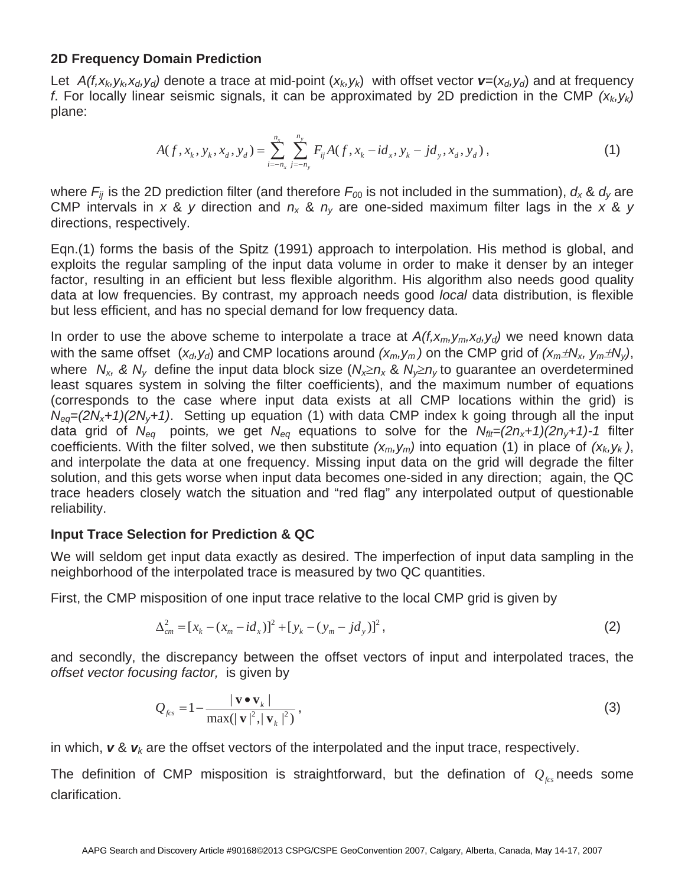**2D Frequency Domain Prediction**

Let $A(f,x_k,y_k,x_d,y_d)$ denote a trace at mid-point $(x_k,y_k)$ with offset vector $\boldsymbol{v}=(x_d,y_d)$ and at frequency $f$. For locally linear seismic signals, it can be approximated by 2D prediction in the CMP $(x_k,y_k)$ plane:

$$A(f,x_k,y_k,x_d,y_d) = \sum_{i=-n_x}^{n_x} \sum_{j=-n_y}^{n_y} F_{ij} A(f, x_k - id_x, y_k - jd_y, x_d, y_d)\,, \tag{1}$$

where $F_{ij}$ is the 2D prediction filter (and therefore $F_{00}$ is not included in the summation), $d_x$ & $d_y$ are CMP intervals in $x$ & $y$ direction and $n_x$ & $n_y$ are one-sided maximum filter lags in the $x$ & $y$ directions, respectively.

Eqn.(1) forms the basis of the Spitz (1991) approach to interpolation. His method is global, and exploits the regular sampling of the input data volume in order to make it denser by an integer factor, resulting in an efficient but less flexible algorithm. His algorithm also needs good quality data at low frequencies. By contrast, my approach needs good *local* data distribution, is flexible but less efficient, and has no special demand for low frequency data.

In order to use the above scheme to interpolate a trace at $A(f,x_m,y_m,x_d,y_d)$ we need known data with the same offset $(x_d,y_d)$ and CMP locations around $(x_m,y_m)$ on the CMP grid of $(x_m \pm N_x,\ y_m \pm N_y)$, where $N_x$ & $N_y$ define the input data block size ($N_x \geq n_x$ & $N_y \geq n_y$ to guarantee an overdetermined least squares system in solving the filter coefficients), and the maximum number of equations (corresponds to the case where input data exists at all CMP locations within the grid) is $N_{eq}=(2N_x+1)(2N_y+1)$. Setting up equation (1) with data CMP index k going through all the input data grid of $N_{eq}$ points, we get $N_{eq}$ equations to solve for the $N_{flt}=(2n_x+1)(2n_y+1)-1$ filter coefficients. With the filter solved, we then substitute $(x_m,y_m)$ into equation (1) in place of $(x_k,y_k)$, and interpolate the data at one frequency. Missing input data on the grid will degrade the filter solution, and this gets worse when input data becomes one-sided in any direction; again, the QC trace headers closely watch the situation and "red flag" any interpolated output of questionable reliability.

**Input Trace Selection for Prediction & QC**

We will seldom get input data exactly as desired. The imperfection of input data sampling in the neighborhood of the interpolated trace is measured by two QC quantities.

First, the CMP misposition of one input trace relative to the local CMP grid is given by

$$\Delta_{cm}^2 = [x_k - (x_m - id_x)]^2 + [y_k - (y_m - jd_y)]^2\,, \tag{2}$$

and secondly, the discrepancy between the offset vectors of input and interpolated traces, the *offset vector focusing factor,* is given by

$$Q_{fcs} = 1 - \frac{|\mathbf{v} \bullet \mathbf{v}_k|}{\max(|\mathbf{v}|^2, |\mathbf{v}_k|^2)}\,, \tag{3}$$

in which, $\boldsymbol{v}$ & $\boldsymbol{v}_k$ are the offset vectors of the interpolated and the input trace, respectively.

The definition of CMP misposition is straightforward, but the defination of $Q_{fcs}$ needs some clarification.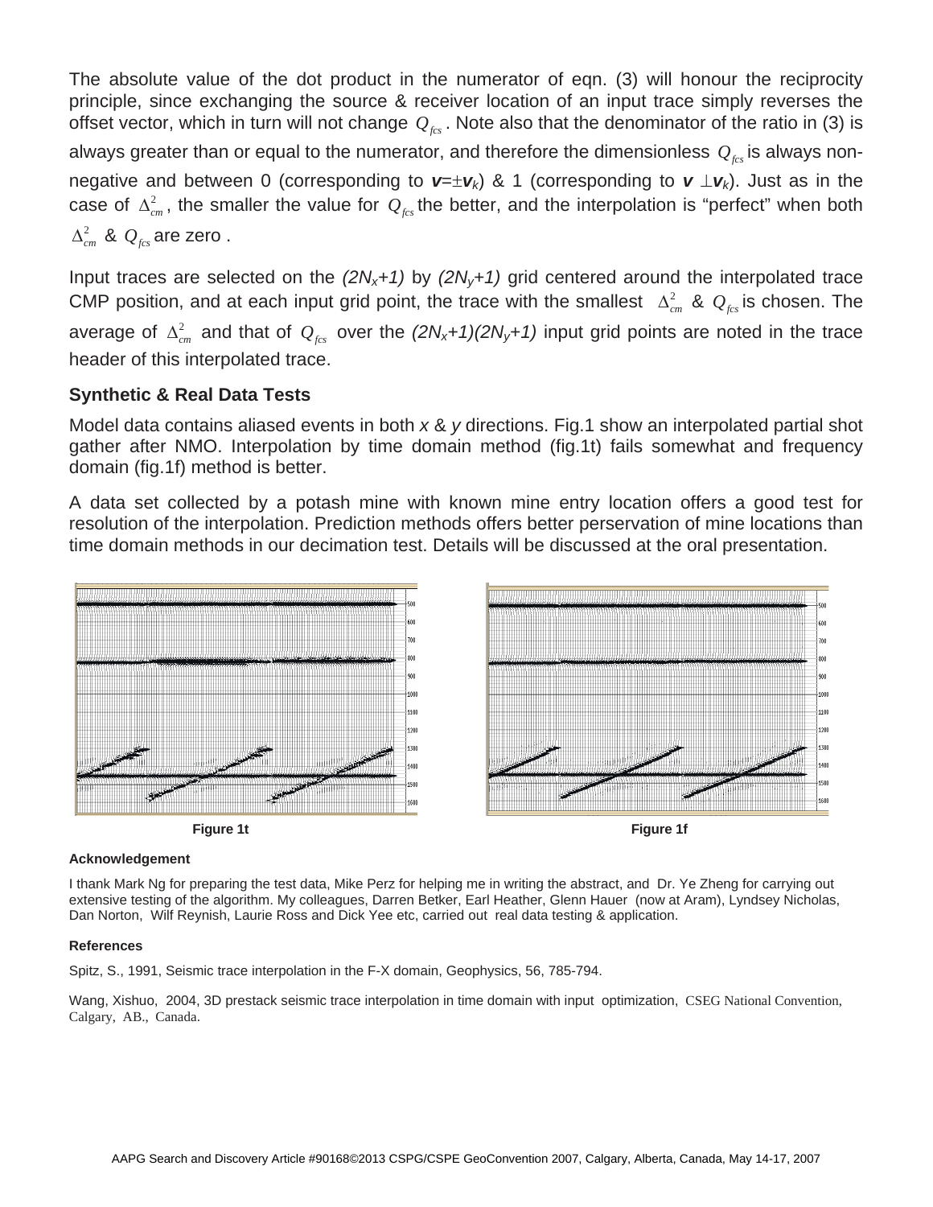The absolute value of the dot product in the numerator of eqn. (3) will honour the reciprocity principle, since exchanging the source & receiver location of an input trace simply reverses the offset vector, which in turn will not change $Q_{fcs}$. Note also that the denominator of the ratio in (3) is always greater than or equal to the numerator, and therefore the dimensionless $Q_{fcs}$ is always non-negative and between 0 (corresponding to $\boldsymbol{v}=\pm\boldsymbol{v}_k$) & 1 (corresponding to $\boldsymbol{v} \perp \boldsymbol{v}_k$). Just as in the case of $\Delta^2_{cm}$, the smaller the value for $Q_{fcs}$ the better, and the interpolation is "perfect" when both $\Delta^2_{cm}$ & $Q_{fcs}$ are zero .

Input traces are selected on the *(2N$_x$+1)* by *(2N$_y$+1)* grid centered around the interpolated trace CMP position, and at each input grid point, the trace with the smallest $\Delta^2_{cm}$ & $Q_{fcs}$ is chosen. The average of $\Delta^2_{cm}$ and that of $Q_{fcs}$ over the *(2N$_x$+1)(2N$_y$+1)* input grid points are noted in the trace header of this interpolated trace.

## Synthetic & Real Data Tests

Model data contains aliased events in both *x* & *y* directions. Fig.1 show an interpolated partial shot gather after NMO. Interpolation by time domain method (fig.1t) fails somewhat and frequency domain (fig.1f) method is better.

A data set collected by a potash mine with known mine entry location offers a good test for resolution of the interpolation. Prediction methods offers better perservation of mine locations than time domain methods in our decimation test. Details will be discussed at the oral presentation.

500
600
700
800
900
1000
1100
1200
1300
1400
1500
1600

**Figure 1t**

500
600
700
800
900
1000
1100
1200
1300
1400
1500
1600

**Figure 1f**

#### Acknowledgement

I thank Mark Ng for preparing the test data, Mike Perz for helping me in writing the abstract, and Dr. Ye Zheng for carrying out extensive testing of the algorithm. My colleagues, Darren Betker, Earl Heather, Glenn Hauer (now at Aram), Lyndsey Nicholas, Dan Norton, Wilf Reynish, Laurie Ross and Dick Yee etc, carried out real data testing & application.

#### References

Spitz, S., 1991, Seismic trace interpolation in the F-X domain, Geophysics, 56, 785-794.

Wang, Xishuo, 2004, 3D prestack seismic trace interpolation in time domain with input optimization, CSEG National Convention, Calgary, AB., Canada.